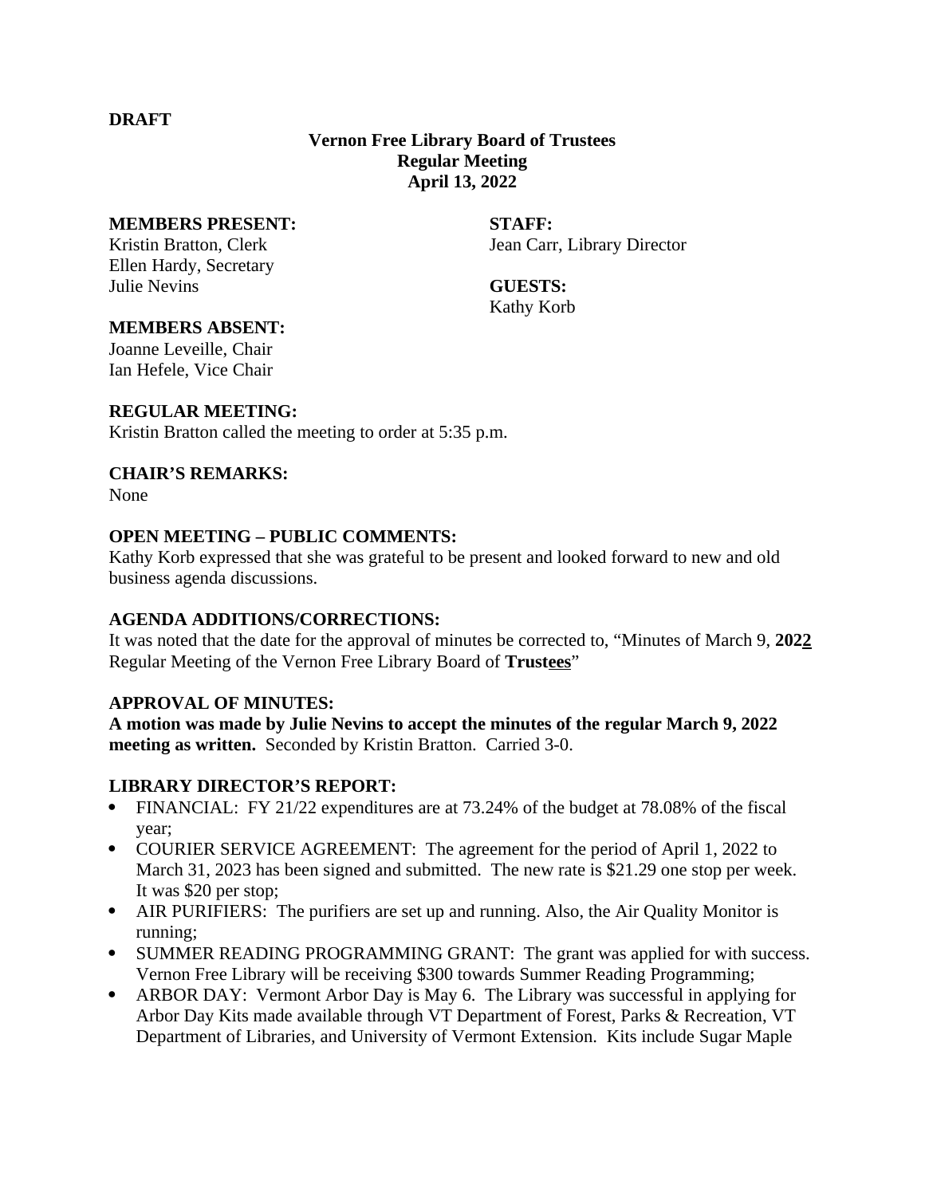**DRAFT**

**Vernon Free Library Board of Trustees**
**Regular Meeting**
**April 13, 2022**

**MEMBERS PRESENT:**
Kristin Bratton, Clerk
Ellen Hardy, Secretary
Julie Nevins

**STAFF:**
Jean Carr, Library Director

**GUESTS:**
Kathy Korb

**MEMBERS ABSENT:**
Joanne Leveille, Chair
Ian Hefele, Vice Chair

**REGULAR MEETING:**
Kristin Bratton called the meeting to order at 5:35 p.m.

**CHAIR'S REMARKS:**
None

**OPEN MEETING – PUBLIC COMMENTS:**
Kathy Korb expressed that she was grateful to be present and looked forward to new and old business agenda discussions.

**AGENDA ADDITIONS/CORRECTIONS:**
It was noted that the date for the approval of minutes be corrected to, "Minutes of March 9, **202<u>2</u>** Regular Meeting of the Vernon Free Library Board of **Trust<u>ees</u>**"

**APPROVAL OF MINUTES:**
**A motion was made by Julie Nevins to accept the minutes of the regular March 9, 2022 meeting as written.** Seconded by Kristin Bratton. Carried 3-0.

**LIBRARY DIRECTOR'S REPORT:**

- FINANCIAL: FY 21/22 expenditures are at 73.24% of the budget at 78.08% of the fiscal year;
- COURIER SERVICE AGREEMENT: The agreement for the period of April 1, 2022 to March 31, 2023 has been signed and submitted. The new rate is $21.29 one stop per week. It was $20 per stop;
- AIR PURIFIERS: The purifiers are set up and running. Also, the Air Quality Monitor is running;
- SUMMER READING PROGRAMMING GRANT: The grant was applied for with success. Vernon Free Library will be receiving $300 towards Summer Reading Programming;
- ARBOR DAY: Vermont Arbor Day is May 6. The Library was successful in applying for Arbor Day Kits made available through VT Department of Forest, Parks & Recreation, VT Department of Libraries, and University of Vermont Extension. Kits include Sugar Maple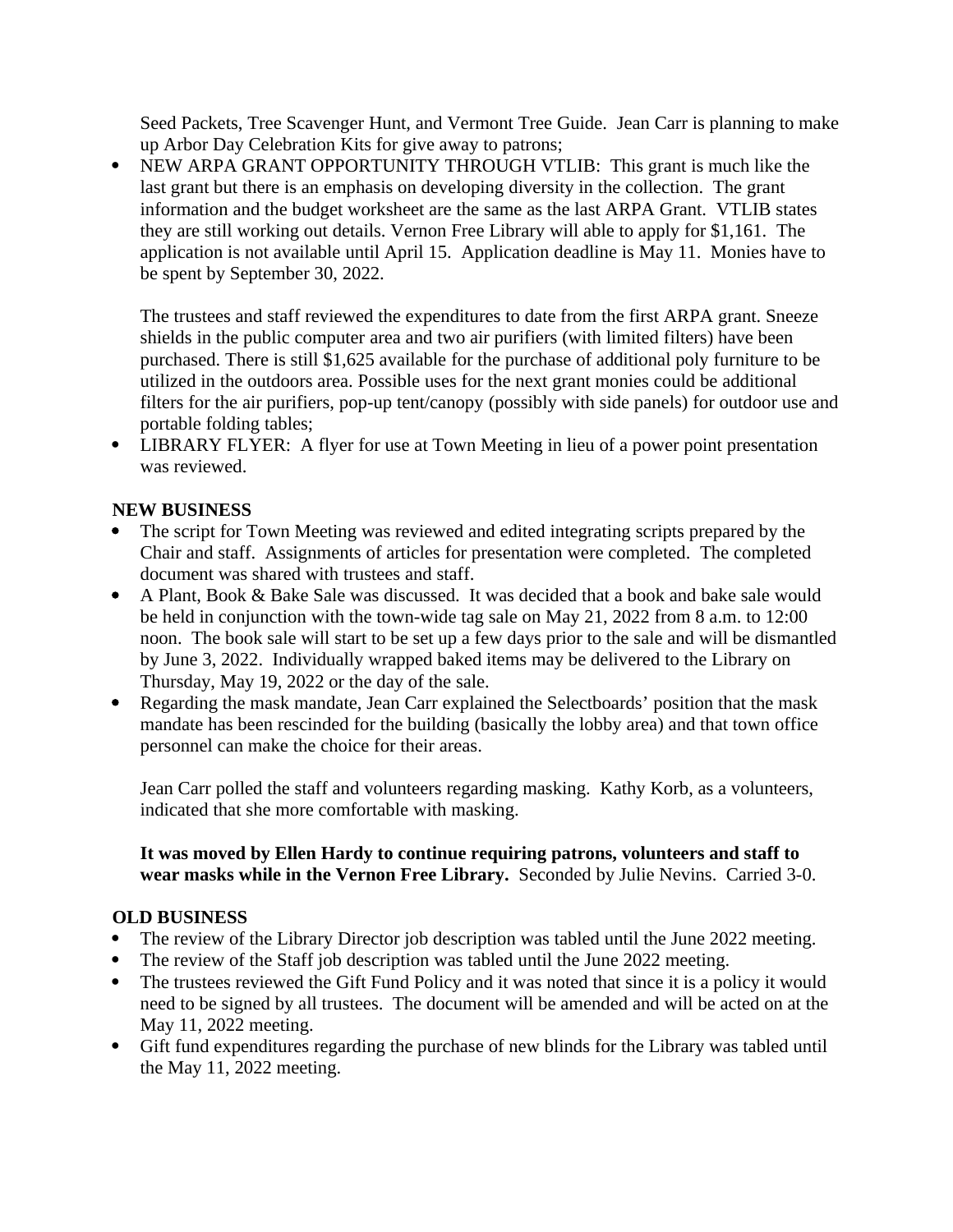Seed Packets, Tree Scavenger Hunt, and Vermont Tree Guide.  Jean Carr is planning to make up Arbor Day Celebration Kits for give away to patrons;

- NEW ARPA GRANT OPPORTUNITY THROUGH VTLIB:  This grant is much like the last grant but there is an emphasis on developing diversity in the collection.  The grant information and the budget worksheet are the same as the last ARPA Grant.  VTLIB states they are still working out details. Vernon Free Library will able to apply for $1,161.  The application is not available until April 15.  Application deadline is May 11.  Monies have to be spent by September 30, 2022.

  The trustees and staff reviewed the expenditures to date from the first ARPA grant. Sneeze shields in the public computer area and two air purifiers (with limited filters) have been purchased. There is still $1,625 available for the purchase of additional poly furniture to be utilized in the outdoors area. Possible uses for the next grant monies could be additional filters for the air purifiers, pop-up tent/canopy (possibly with side panels) for outdoor use and portable folding tables;
- LIBRARY FLYER:  A flyer for use at Town Meeting in lieu of a power point presentation was reviewed.

**NEW BUSINESS**

- The script for Town Meeting was reviewed and edited integrating scripts prepared by the Chair and staff.  Assignments of articles for presentation were completed.  The completed document was shared with trustees and staff.
- A Plant, Book & Bake Sale was discussed.  It was decided that a book and bake sale would be held in conjunction with the town-wide tag sale on May 21, 2022 from 8 a.m. to 12:00 noon.  The book sale will start to be set up a few days prior to the sale and will be dismantled by June 3, 2022.  Individually wrapped baked items may be delivered to the Library on Thursday, May 19, 2022 or the day of the sale.
- Regarding the mask mandate, Jean Carr explained the Selectboards' position that the mask mandate has been rescinded for the building (basically the lobby area) and that town office personnel can make the choice for their areas.

  Jean Carr polled the staff and volunteers regarding masking.  Kathy Korb, as a volunteers, indicated that she more comfortable with masking.

  **It was moved by Ellen Hardy to continue requiring patrons, volunteers and staff to wear masks while in the Vernon Free Library.**  Seconded by Julie Nevins.  Carried 3-0.

**OLD BUSINESS**

- The review of the Library Director job description was tabled until the June 2022 meeting.
- The review of the Staff job description was tabled until the June 2022 meeting.
- The trustees reviewed the Gift Fund Policy and it was noted that since it is a policy it would need to be signed by all trustees.  The document will be amended and will be acted on at the May 11, 2022 meeting.
- Gift fund expenditures regarding the purchase of new blinds for the Library was tabled until the May 11, 2022 meeting.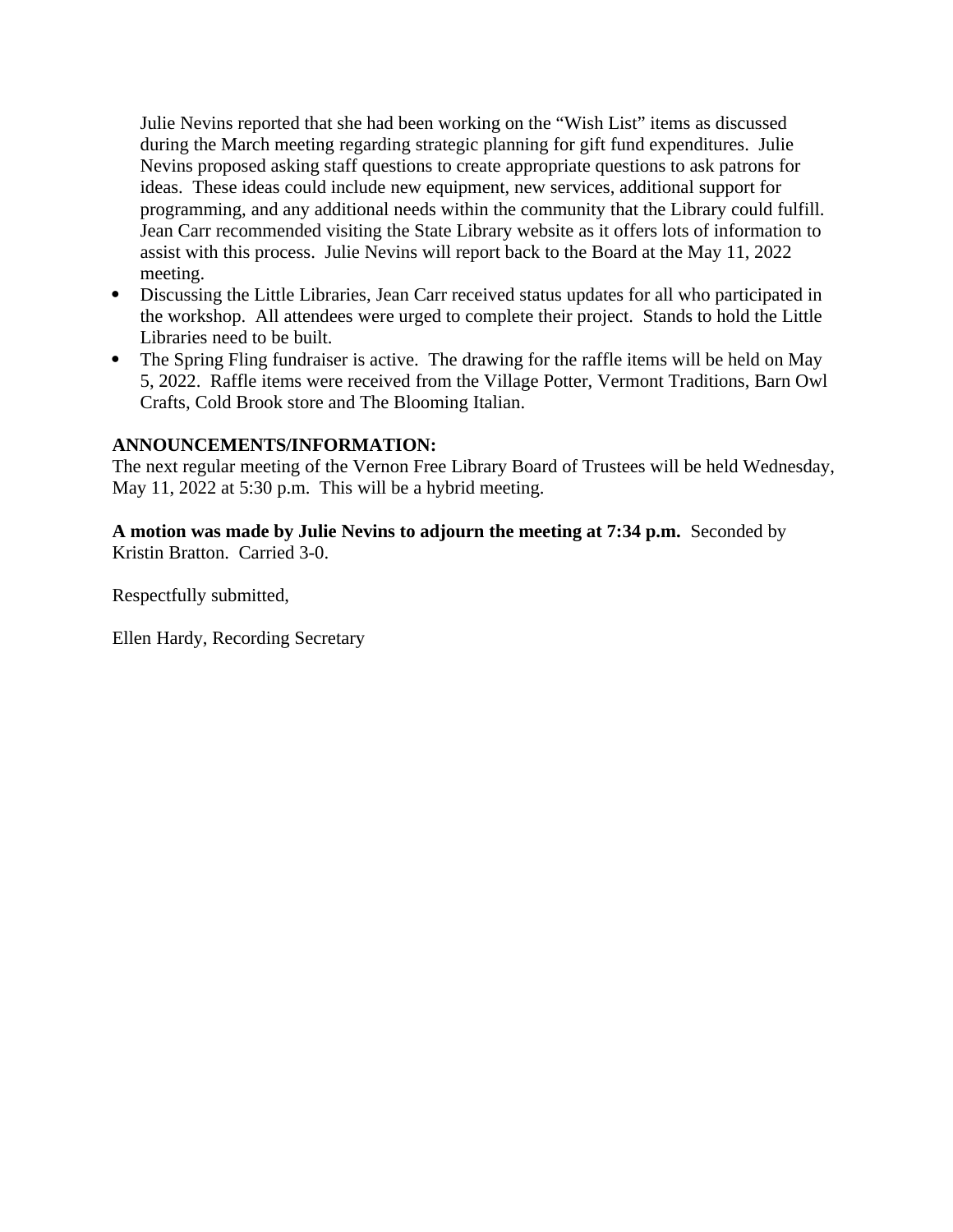Julie Nevins reported that she had been working on the "Wish List" items as discussed during the March meeting regarding strategic planning for gift fund expenditures. Julie Nevins proposed asking staff questions to create appropriate questions to ask patrons for ideas. These ideas could include new equipment, new services, additional support for programming, and any additional needs within the community that the Library could fulfill. Jean Carr recommended visiting the State Library website as it offers lots of information to assist with this process. Julie Nevins will report back to the Board at the May 11, 2022 meeting.

- Discussing the Little Libraries, Jean Carr received status updates for all who participated in the workshop. All attendees were urged to complete their project. Stands to hold the Little Libraries need to be built.
- The Spring Fling fundraiser is active. The drawing for the raffle items will be held on May 5, 2022. Raffle items were received from the Village Potter, Vermont Traditions, Barn Owl Crafts, Cold Brook store and The Blooming Italian.

**ANNOUNCEMENTS/INFORMATION:**
The next regular meeting of the Vernon Free Library Board of Trustees will be held Wednesday, May 11, 2022 at 5:30 p.m. This will be a hybrid meeting.

**A motion was made by Julie Nevins to adjourn the meeting at 7:34 p.m.** Seconded by Kristin Bratton. Carried 3-0.

Respectfully submitted,

Ellen Hardy, Recording Secretary